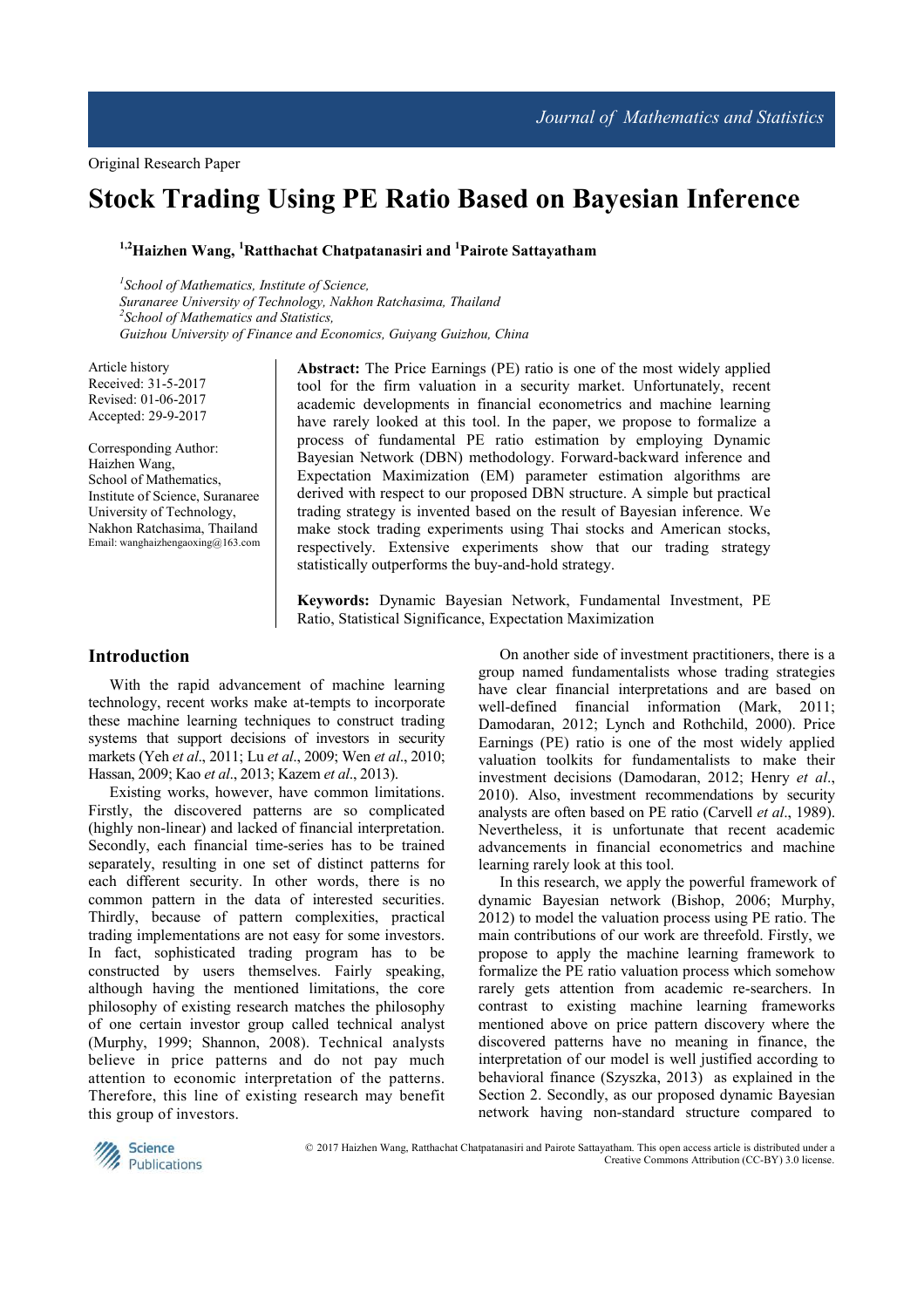Original Research Paper

# Stock Trading Using PE Ratio Based on Bayesian Inference

[1,2]Haizhen Wang, [1]Ratthachat Chatpatanasiri and [1]Pairote Sattayatham

[1]*School of Mathematics, Institute of Science, Suranaree University of Technology, Nakhon Ratchasima, Thailand*
[2]*School of Mathematics and Statistics, Guizhou University of Finance and Economics, Guiyang Guizhou, China*

Article history
Received: 31-5-2017
Revised: 01-06-2017
Accepted: 29-9-2017

Corresponding Author:
Haizhen Wang,
School of Mathematics,
Institute of Science, Suranaree University of Technology,
Nakhon Ratchasima, Thailand
Email: wanghaizhengaoxing@163.com

**Abstract:** The Price Earnings (PE) ratio is one of the most widely applied tool for the firm valuation in a security market. Unfortunately, recent academic developments in financial econometrics and machine learning have rarely looked at this tool. In the paper, we propose to formalize a process of fundamental PE ratio estimation by employing Dynamic Bayesian Network (DBN) methodology. Forward-backward inference and Expectation Maximization (EM) parameter estimation algorithms are derived with respect to our proposed DBN structure. A simple but practical trading strategy is invented based on the result of Bayesian inference. We make stock trading experiments using Thai stocks and American stocks, respectively. Extensive experiments show that our trading strategy statistically outperforms the buy-and-hold strategy.

**Keywords:** Dynamic Bayesian Network, Fundamental Investment, PE Ratio, Statistical Significance, Expectation Maximization

## Introduction

With the rapid advancement of machine learning technology, recent works make at-tempts to incorporate these machine learning techniques to construct trading systems that support decisions of investors in security markets (Yeh *et al*., 2011; Lu *et al*., 2009; Wen *et al*., 2010; Hassan, 2009; Kao *et al*., 2013; Kazem *et al*., 2013).

Existing works, however, have common limitations. Firstly, the discovered patterns are so complicated (highly non-linear) and lacked of financial interpretation. Secondly, each financial time-series has to be trained separately, resulting in one set of distinct patterns for each different security. In other words, there is no common pattern in the data of interested securities. Thirdly, because of pattern complexities, practical trading implementations are not easy for some investors. In fact, sophisticated trading program has to be constructed by users themselves. Fairly speaking, although having the mentioned limitations, the core philosophy of existing research matches the philosophy of one certain investor group called technical analyst (Murphy, 1999; Shannon, 2008). Technical analysts believe in price patterns and do not pay much attention to economic interpretation of the patterns. Therefore, this line of existing research may benefit this group of investors.

On another side of investment practitioners, there is a group named fundamentalists whose trading strategies have clear financial interpretations and are based on well-defined financial information (Mark, 2011; Damodaran, 2012; Lynch and Rothchild, 2000). Price Earnings (PE) ratio is one of the most widely applied valuation toolkits for fundamentalists to make their investment decisions (Damodaran, 2012; Henry *et al*., 2010). Also, investment recommendations by security analysts are often based on PE ratio (Carvell *et al*., 1989). Nevertheless, it is unfortunate that recent academic advancements in financial econometrics and machine learning rarely look at this tool.

In this research, we apply the powerful framework of dynamic Bayesian network (Bishop, 2006; Murphy, 2012) to model the valuation process using PE ratio. The main contributions of our work are threefold. Firstly, we propose to apply the machine learning framework to formalize the PE ratio valuation process which somehow rarely gets attention from academic re-searchers. In contrast to existing machine learning frameworks mentioned above on price pattern discovery where the discovered patterns have no meaning in finance, the interpretation of our model is well justified according to behavioral finance (Szyszka, 2013) as explained in the Section 2. Secondly, as our proposed dynamic Bayesian network having non-standard structure compared to

© 2017 Haizhen Wang, Ratthachat Chatpatanasiri and Pairote Sattayatham. This open access article is distributed under a Creative Commons Attribution (CC-BY) 3.0 license.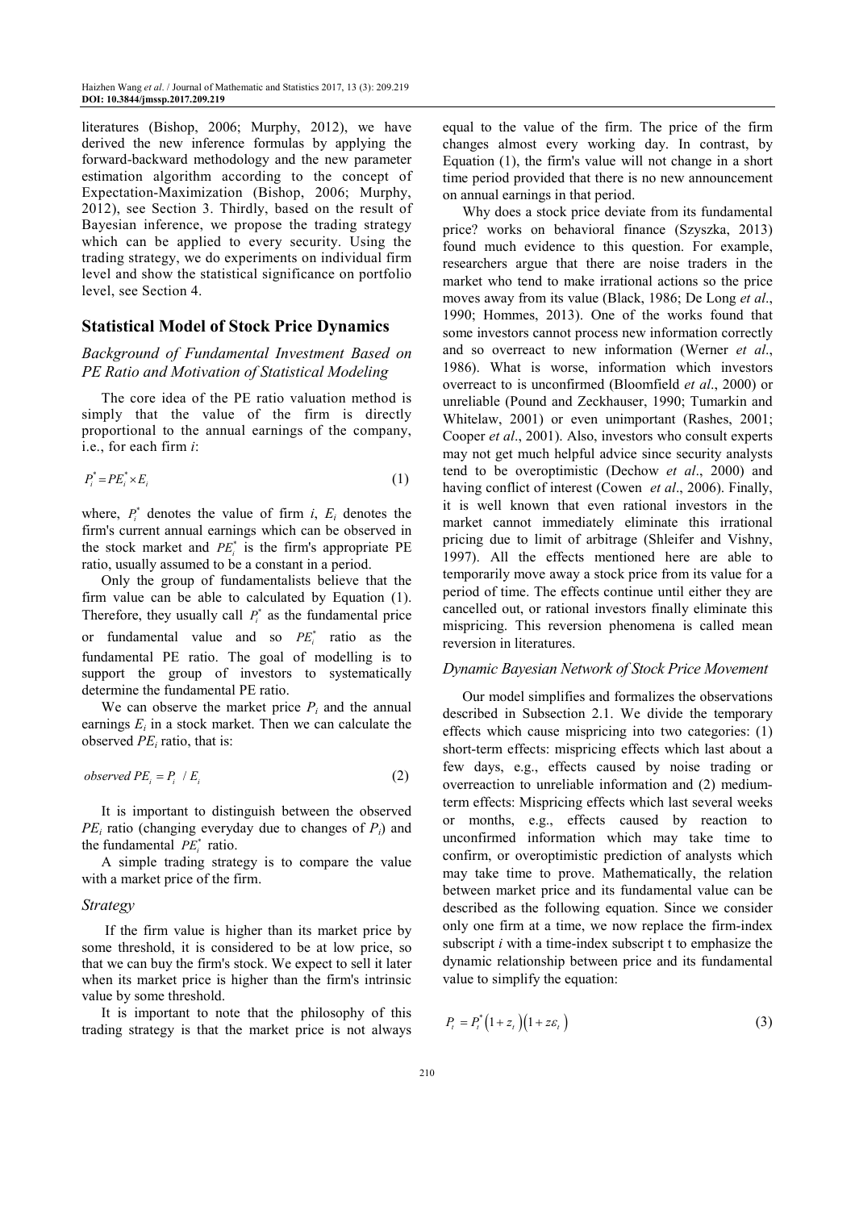literatures (Bishop, 2006; Murphy, 2012), we have derived the new inference formulas by applying the forward-backward methodology and the new parameter estimation algorithm according to the concept of Expectation-Maximization (Bishop, 2006; Murphy, 2012), see Section 3. Thirdly, based on the result of Bayesian inference, we propose the trading strategy which can be applied to every security. Using the trading strategy, we do experiments on individual firm level and show the statistical significance on portfolio level, see Section 4.

## Statistical Model of Stock Price Dynamics

### *Background of Fundamental Investment Based on PE Ratio and Motivation of Statistical Modeling*

The core idea of the PE ratio valuation method is simply that the value of the firm is directly proportional to the annual earnings of the company, i.e., for each firm $i$:

$$P_i^* = PE_i^* \times E_i \tag{1}$$

where, $P_i^*$ denotes the value of firm $i$, $E_i$ denotes the firm's current annual earnings which can be observed in the stock market and $PE_i^*$ is the firm's appropriate PE ratio, usually assumed to be a constant in a period.

Only the group of fundamentalists believe that the firm value can be able to calculated by Equation (1). Therefore, they usually call $P_i^*$ as the fundamental price or fundamental value and so $PE_i^*$ ratio as the fundamental PE ratio. The goal of modelling is to support the group of investors to systematically determine the fundamental PE ratio.

We can observe the market price $P_i$ and the annual earnings $E_i$ in a stock market. Then we can calculate the observed $PE_i$ ratio, that is:

$$observed\ PE_i = P_i \ / \ E_i \tag{2}$$

It is important to distinguish between the observed $PE_i$ ratio (changing everyday due to changes of $P_i$) and the fundamental $PE_i^*$ ratio.

A simple trading strategy is to compare the value with a market price of the firm.

### *Strategy*

If the firm value is higher than its market price by some threshold, it is considered to be at low price, so that we can buy the firm's stock. We expect to sell it later when its market price is higher than the firm's intrinsic value by some threshold.

It is important to note that the philosophy of this trading strategy is that the market price is not always equal to the value of the firm. The price of the firm changes almost every working day. In contrast, by Equation (1), the firm's value will not change in a short time period provided that there is no new announcement on annual earnings in that period.

Why does a stock price deviate from its fundamental price? works on behavioral finance (Szyszka, 2013) found much evidence to this question. For example, researchers argue that there are noise traders in the market who tend to make irrational actions so the price moves away from its value (Black, 1986; De Long *et al*., 1990; Hommes, 2013). One of the works found that some investors cannot process new information correctly and so overreact to new information (Werner *et al*., 1986). What is worse, information which investors overreact to is unconfirmed (Bloomfield *et al*., 2000) or unreliable (Pound and Zeckhauser, 1990; Tumarkin and Whitelaw, 2001) or even unimportant (Rashes, 2001; Cooper *et al*., 2001). Also, investors who consult experts may not get much helpful advice since security analysts tend to be overoptimistic (Dechow *et al*., 2000) and having conflict of interest (Cowen *et al*., 2006). Finally, it is well known that even rational investors in the market cannot immediately eliminate this irrational pricing due to limit of arbitrage (Shleifer and Vishny, 1997). All the effects mentioned here are able to temporarily move away a stock price from its value for a period of time. The effects continue until either they are cancelled out, or rational investors finally eliminate this mispricing. This reversion phenomena is called mean reversion in literatures.

### *Dynamic Bayesian Network of Stock Price Movement*

Our model simplifies and formalizes the observations described in Subsection 2.1. We divide the temporary effects which cause mispricing into two categories: (1) short-term effects: mispricing effects which last about a few days, e.g., effects caused by noise trading or overreaction to unreliable information and (2) medium-term effects: Mispricing effects which last several weeks or months, e.g., effects caused by reaction to unconfirmed information which may take time to confirm, or overoptimistic prediction of analysts which may take time to prove. Mathematically, the relation between market price and its fundamental value can be described as the following equation. Since we consider only one firm at a time, we now replace the firm-index subscript $i$ with a time-index subscript t to emphasize the dynamic relationship between price and its fundamental value to simplify the equation:

$$P_t = P_t^* \left(1 + z_t\right)\left(1 + z\varepsilon_t\right) \tag{3}$$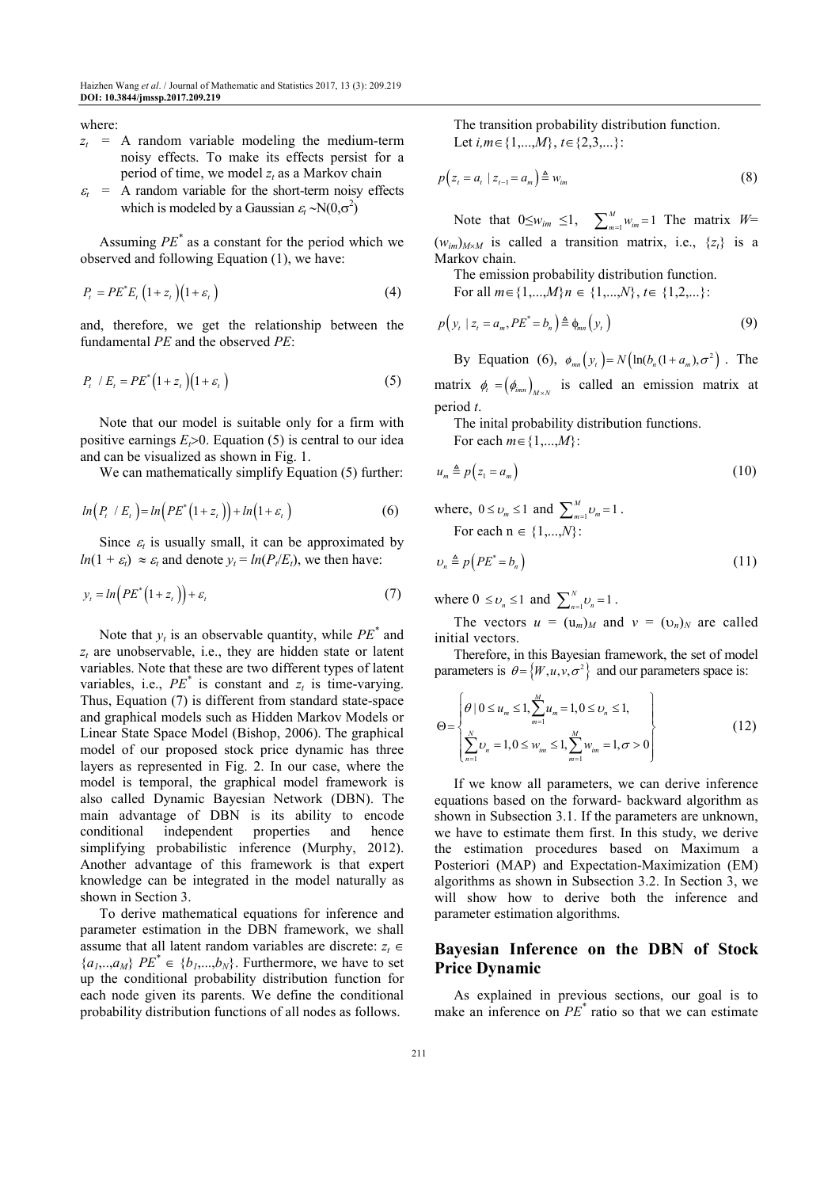where:

- $z_t$ = A random variable modeling the medium-term noisy effects. To make its effects persist for a period of time, we model $z_t$ as a Markov chain
- $\varepsilon_t$ = A random variable for the short-term noisy effects which is modeled by a Gaussian $\varepsilon_t \sim N(0,\sigma^2)$

Assuming $PE^*$ as a constant for the period which we observed and following Equation (1), we have:

$$P_t = PE^* E_t \left(1+z_t\right)\left(1+\varepsilon_t\right) \tag{4}$$

and, therefore, we get the relationship between the fundamental $PE$ and the observed $PE$:

$$P_t \ / \ E_t = PE^*\left(1+z_t\right)\left(1+\varepsilon_t\right) \tag{5}$$

Note that our model is suitable only for a firm with positive earnings $E_t>0$. Equation (5) is central to our idea and can be visualized as shown in Fig. 1.

We can mathematically simplify Equation (5) further:

$$ln\left(P_t \ / \ E_t\right) = ln\left(PE^*\left(1+z_t\right)\right) + ln\left(1+\varepsilon_t\right) \tag{6}$$

Since $\varepsilon_t$ is usually small, it can be approximated by $ln(1+\varepsilon_t) \approx \varepsilon_t$ and denote $y_t = ln(P_t/E_t)$, we then have:

$$y_t = ln\left(PE^*\left(1+z_t\right)\right) + \varepsilon_t \tag{7}$$

Note that $y_t$ is an observable quantity, while $PE^*$ and $z_t$ are unobservable, i.e., they are hidden state or latent variables. Note that these are two different types of latent variables, i.e., $PE^*$ is constant and $z_t$ is time-varying. Thus, Equation (7) is different from standard state-space and graphical models such as Hidden Markov Models or Linear State Space Model (Bishop, 2006). The graphical model of our proposed stock price dynamic has three layers as represented in Fig. 2. In our case, where the model is temporal, the graphical model framework is also called Dynamic Bayesian Network (DBN). The main advantage of DBN is its ability to encode conditional independent properties and hence simplifying probabilistic inference (Murphy, 2012). Another advantage of this framework is that expert knowledge can be integrated in the model naturally as shown in Section 3.

To derive mathematical equations for inference and parameter estimation in the DBN framework, we shall assume that all latent random variables are discrete: $z_t \in \{a_1,..,a_M\}$ $PE^* \in \{b_1,...,b_N\}$. Furthermore, we have to set up the conditional probability distribution function for each node given its parents. We define the conditional probability distribution functions of all nodes as follows.

The transition probability distribution function.

Let $i,m \in \{1,...,M\}$, $t \in \{2,3,...\}$:

$$p\left(z_t = a_t \mid z_{t-1} = a_m\right) \triangleq w_{im} \tag{8}$$

Note that $0 \leq w_{im} \leq 1$, $\sum_{m=1}^{M} w_{im} = 1$ The matrix $W=(w_{im})_{M\times M}$ is called a transition matrix, i.e., $\{z_t\}$ is a Markov chain.

The emission probability distribution function.

For all $m \in \{1,...,M\} n \in \{1,...,N\}$, $t \in \{1,2,...\}$:

$$p\left(y_t \mid z_t = a_m, PE^* = b_n\right) \triangleq \phi_{mn}\left(y_t\right) \tag{9}$$

By Equation (6), $\phi_{mn}\left(y_t\right) = N\left(\ln(b_n(1+a_m),\sigma^2\right)$. The matrix $\phi_t = \left(\phi_{tmn}\right)_{M\times N}$ is called an emission matrix at period $t$.

The inital probability distribution functions.

For each $m \in \{1,...,M\}$:

$$u_m \triangleq p\left(z_1 = a_m\right) \tag{10}$$

where, $0 \leq \upsilon_m \leq 1$ and $\sum_{m=1}^{M} \upsilon_m = 1$.

For each $n \in \{1,...,N\}$:

$$\upsilon_n \triangleq p\left(PE^* = b_n\right) \tag{11}$$

where $0 \leq \upsilon_n \leq 1$ and $\sum_{n=1}^{N} \upsilon_n = 1$.

The vectors $u = (u_m)_M$ and $v = (\upsilon_n)_N$ are called initial vectors.

Therefore, in this Bayesian framework, the set of model parameters is $\theta = \{W, u, v, \sigma^2\}$ and our parameters space is:

$$\Theta = \left\{ \begin{array}{l} \theta \mid 0 \leq u_m \leq 1, \sum_{m=1}^{M} u_m = 1, 0 \leq \upsilon_n \leq 1, \\ \sum_{n=1}^{N} \upsilon_n = 1, 0 \leq w_{im} \leq 1, \sum_{m=1}^{M} w_{im} = 1, \sigma > 0 \end{array} \right\} \tag{12}$$

If we know all parameters, we can derive inference equations based on the forward- backward algorithm as shown in Subsection 3.1. If the parameters are unknown, we have to estimate them first. In this study, we derive the estimation procedures based on Maximum a Posteriori (MAP) and Expectation-Maximization (EM) algorithms as shown in Subsection 3.2. In Section 3, we will show how to derive both the inference and parameter estimation algorithms.

## Bayesian Inference on the DBN of Stock Price Dynamic

As explained in previous sections, our goal is to make an inference on $PE^*$ ratio so that we can estimate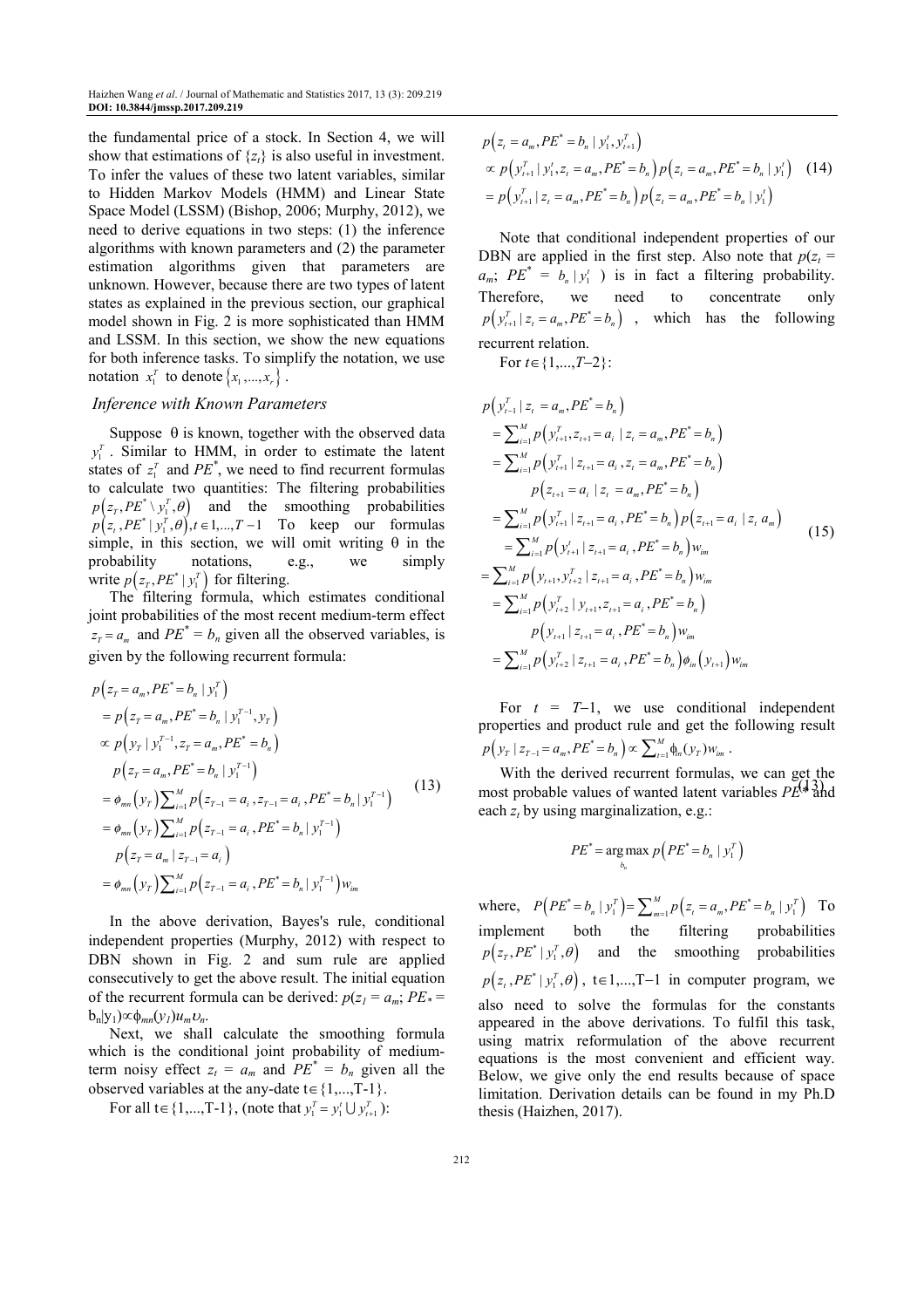the fundamental price of a stock. In Section 4, we will show that estimations of $\{z_t\}$ is also useful in investment. To infer the values of these two latent variables, similar to Hidden Markov Models (HMM) and Linear State Space Model (LSSM) (Bishop, 2006; Murphy, 2012), we need to derive equations in two steps: (1) the inference algorithms with known parameters and (2) the parameter estimation algorithms given that parameters are unknown. However, because there are two types of latent states as explained in the previous section, our graphical model shown in Fig. 2 is more sophisticated than HMM and LSSM. In this section, we show the new equations for both inference tasks. To simplify the notation, we use notation $x_1^T$ to denote $\{x_1,...,x_r\}$.

### *Inference with Known Parameters*

Suppose θ is known, together with the observed data $y_1^T$. Similar to HMM, in order to estimate the latent states of $z_1^T$ and $PE^*$, we need to find recurrent formulas to calculate two quantities: The filtering probabilities $p\left(z_T, PE^* \setminus y_1^T, \theta\right)$ and the smoothing probabilities $p\left(z_t, PE^* \mid y_1^T, \theta\right), t \in 1,...,T-1$ To keep our formulas simple, in this section, we will omit writing θ in the probability notations, e.g., we simply write $p\left(z_T, PE^* \mid y_1^T\right)$ for filtering.

The filtering formula, which estimates conditional joint probabilities of the most recent medium-term effect $z_T = a_m$ and $PE^* = b_n$ given all the observed variables, is given by the following recurrent formula:

$$
\begin{aligned}
& p\left(z_T = a_m, PE^* = b_n \mid y_1^T\right) \\
& = p\left(z_T = a_m, PE^* = b_n \mid y_1^{T-1}, y_T\right) \\
& \propto p\left(y_T \mid y_1^{T-1}, z_T = a_m, PE^* = b_n\right) \\
& \quad p\left(z_T = a_m, PE^* = b_n \mid y_1^{T-1}\right) \\
& = \phi_{mn}\left(y_T\right) \sum_{i=1}^{M} p\left(z_{T-1} = a_i, z_{T-1} = a_i, PE^* = b_n \mid y_1^{T-1}\right) \\
& = \phi_{mn}\left(y_T\right) \sum_{i=1}^{M} p\left(z_{T-1} = a_i, PE^* = b_n \mid y_1^{T-1}\right) \\
& \quad p\left(z_T = a_m \mid z_{T-1} = a_i\right) \\
& = \phi_{mn}\left(y_T\right) \sum_{i=1}^{M} p\left(z_{T-1} = a_i, PE^* = b_n \mid y_1^{T-1}\right) w_{im}
\end{aligned} \tag{13}
$$

In the above derivation, Bayes's rule, conditional independent properties (Murphy, 2012) with respect to DBN shown in Fig. 2 and sum rule are applied consecutively to get the above result. The initial equation of the recurrent formula can be derived: $p(z_1 = a_m; PE_* = b_n|y_1) \propto \phi_{mn}(y_1) u_m \upsilon_n$.

Next, we shall calculate the smoothing formula which is the conditional joint probability of medium-term noisy effect $z_t = a_m$ and $PE^* = b_n$ given all the observed variables at the any-date $t \in \{1,...,T\text{-}1\}$.

For all $t \in \{1,...,T\text{-}1\}$, (note that $y_1^T = y_1^t \cup y_{t+1}^T$):

$$
\begin{aligned}
& p\left(z_t = a_m, PE^* = b_n \mid y_1^t, y_{t+1}^T\right) \\
& \propto p\left(y_{t+1}^T \mid y_1^t, z_t = a_m, PE^* = b_n\right) p\left(z_t = a_m, PE^* = b_n \mid y_1^t\right) \\
& = p\left(y_{t+1}^T \mid z_t = a_m, PE^* = b_n\right) p\left(z_t = a_m, PE^* = b_n \mid y_1^t\right)
\end{aligned} \tag{14}
$$

Note that conditional independent properties of our DBN are applied in the first step. Also note that $p(z_t = a_m;\ PE^* = b_n \mid y_1^t)$ is in fact a filtering probability. Therefore, we need to concentrate only $p\left(y_{t+1}^T \mid z_t = a_m, PE^* = b_n\right)$, which has the following recurrent relation.

For $t \in \{1,...,T\text{–}2\}$:

$$
\begin{aligned}
& p\left(y_{t-1}^T \mid z_t = a_m, PE^* = b_n\right) \\
& = \sum_{i=1}^{M} p\left(y_{t+1}^T, z_{t+1} = a_i \mid z_t = a_m, PE^* = b_n\right) \\
& = \sum_{i=1}^{M} p\left(y_{t+1}^T \mid z_{t+1} = a_i, z_t = a_m, PE^* = b_n\right) \\
& \quad p\left(z_{t+1} = a_i \mid z_t = a_m, PE^* = b_n\right) \\
& = \sum_{i=1}^{M} p\left(y_{t+1}^T \mid z_{t+1} = a_i, PE^* = b_n\right) p\left(z_{t+1} = a_i \mid z_t\ a_m\right) \\
& = \sum_{i=1}^{M} p\left(y_{t+1}^T \mid z_{t+1} = a_i, PE^* = b_n\right) w_{im} \\
& = \sum_{i=1}^{M} p\left(y_{t+1}, y_{t+2}^T \mid z_{t+1} = a_i, PE^* = b_n\right) w_{im} \\
& = \sum_{i=1}^{M} p\left(y_{t+2}^T \mid y_{t+1}, z_{t+1} = a_i, PE^* = b_n\right) \\
& \quad p\left(y_{t+1} \mid z_{t+1} = a_i, PE^* = b_n\right) w_{im} \\
& = \sum_{i=1}^{M} p\left(y_{t+2}^T \mid z_{t+1} = a_i, PE^* = b_n\right) \phi_{in}\left(y_{t+1}\right) w_{im}
\end{aligned} \tag{15}
$$

For $t = T\text{–}1$, we use conditional independent properties and product rule and get the following result $p\left(y_T \mid z_{T-1} = a_m, PE^* = b_n\right) \propto \sum_{i=1}^{M} \phi_{in}(y_T) w_{im}$.

With the derived recurrent formulas, we can get the most probable values of wanted latent variables $PE^*$ and each $z_t$ by using marginalization, e.g.:

$$
PE^* = \underset{b_n}{\arg\max}\ p\left(PE^* = b_n \mid y_1^T\right)
$$

where, $P\left(PE^* = b_n \mid y_1^T\right) = \sum_{m=1}^{M} p\left(z_t = a_m, PE^* = b_n \mid y_1^T\right)$ To implement both the filtering probabilities $p\left(z_T, PE^* \mid y_1^T, \theta\right)$ and the smoothing probabilities $p\left(z_t, PE^* \mid y_1^T, \theta\right)$, $t \in 1,...,T\text{–}1$ in computer program, we also need to solve the formulas for the constants appeared in the above derivations. To fulfil this task, using matrix reformulation of the above recurrent equations is the most convenient and efficient way. Below, we give only the end results because of space limitation. Derivation details can be found in my Ph.D thesis (Haizhen, 2017).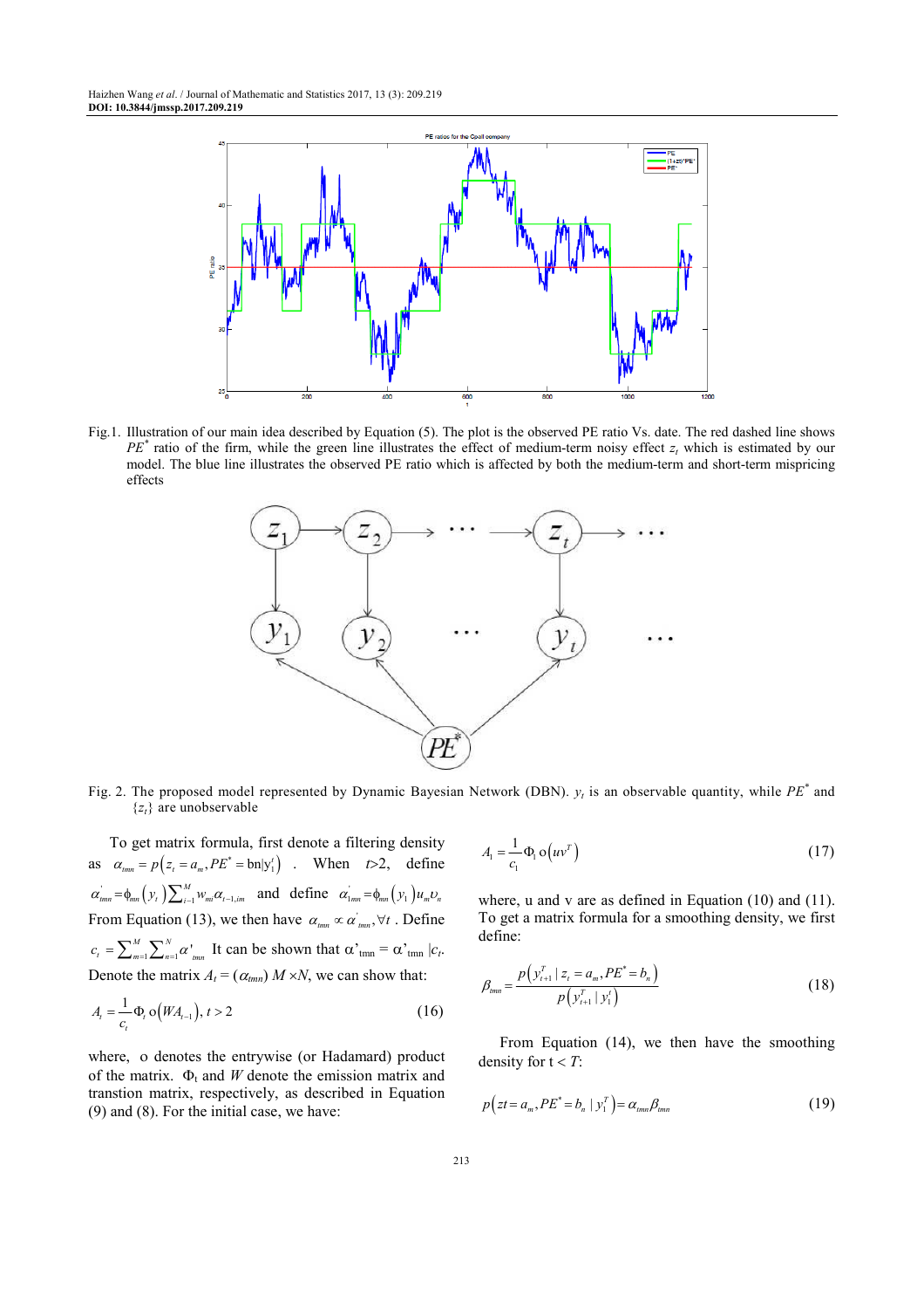Fig.1. Illustration of our main idea described by Equation (5). The plot is the observed PE ratio Vs. date. The red dashed line shows $PE^*$ ratio of the firm, while the green line illustrates the effect of medium-term noisy effect $z_t$ which is estimated by our model. The blue line illustrates the observed PE ratio which is affected by both the medium-term and short-term mispricing effects

Fig. 2. The proposed model represented by Dynamic Bayesian Network (DBN). $y_t$ is an observable quantity, while $PE^*$ and $\{z_t\}$ are unobservable

To get matrix formula, first denote a filtering density as $\alpha_{tmn} = p\left(z_t = a_m, PE^* = b_n | y_1^t\right)$. When $t>2$, define $\alpha'_{tmn} = \phi_{mn}\left(y_t\right)\sum_{i=1}^{M} w_{mi}\alpha_{t-1,im}$ and define $\alpha'_{1mn} = \phi_{mn}\left(y_1\right)u_m v_n$ From Equation (13), we then have $\alpha_{tmn} \propto \alpha'_{tmn}, \forall t$. Define $c_t = \sum_{m=1}^{M}\sum_{n=1}^{N}\alpha'_{tmn}$ It can be shown that $\alpha'_{tmn} = \alpha'_{tmn} | c_t$. Denote the matrix $A_t = (\alpha_{tmn})$ $M \times N$, we can show that:

$$A_t = \frac{1}{c_t}\Phi_t \circ \left(WA_{t-1}\right), t > 2 \tag{16}$$

where, $\circ$ denotes the entrywise (or Hadamard) product of the matrix. $\Phi_t$ and $W$ denote the emission matrix and transtion matrix, respectively, as described in Equation (9) and (8). For the initial case, we have:

$$A_1 = \frac{1}{c_1}\Phi_1 \circ \left(uv^T\right) \tag{17}$$

where, u and v are as defined in Equation (10) and (11). To get a matrix formula for a smoothing density, we first define:

$$\beta_{tmn} = \frac{p\left(y_{t+1}^T | z_t = a_m, PE^* = b_n\right)}{p\left(y_{t+1}^T | y_1^t\right)} \tag{18}$$

From Equation (14), we then have the smoothing density for $t < T$:

$$p\left(zt = a_m, PE^* = b_n | y_1^T\right) = \alpha_{tmn}\beta_{tmn} \tag{19}$$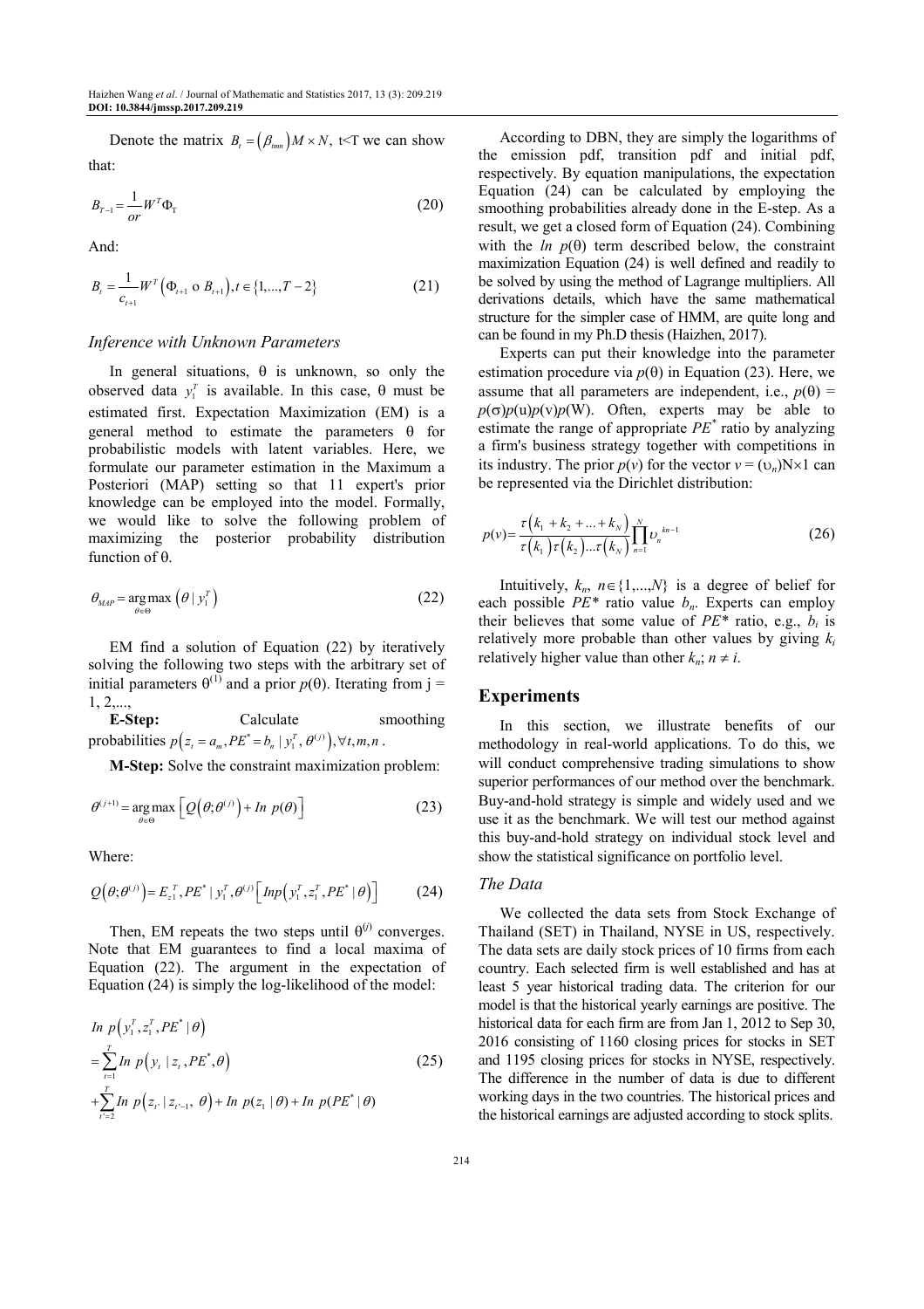Denote the matrix $B_t = (\beta_{tmn}) M \times N$, t<T we can show that:

$$B_{T-1} = \frac{1}{or} W^T \Phi_T \tag{20}$$

And:

$$B_t = \frac{1}{c_{t+1}} W^T \left( \Phi_{t+1} \circ B_{t+1} \right), t \in \{1, \ldots, T-2\} \tag{21}$$

### *Inference with Unknown Parameters*

In general situations, θ is unknown, so only the observed data $y_1^T$ is available. In this case, θ must be estimated first. Expectation Maximization (EM) is a general method to estimate the parameters θ for probabilistic models with latent variables. Here, we formulate our parameter estimation in the Maximum a Posteriori (MAP) setting so that 11 expert's prior knowledge can be employed into the model. Formally, we would like to solve the following problem of maximizing the posterior probability distribution function of θ.

$$\theta_{MAP} = \underset{\theta \in \Theta}{\arg\max} \left( \theta \mid y_1^T \right) \tag{22}$$

EM find a solution of Equation (22) by iteratively solving the following two steps with the arbitrary set of initial parameters $\theta^{(1)}$ and a prior $p(\theta)$. Iterating from j = 1, 2,...,

**E-Step:** Calculate smoothing probabilities $p\left(z_t = a_m, PE^* = b_n \mid y_1^T, \theta^{(j)}\right), \forall t, m, n$.

**M-Step:** Solve the constraint maximization problem:

$$\theta^{(j+1)} = \underset{\theta \in \Theta}{\arg\max} \left[ Q\left(\theta; \theta^{(j)}\right) + In\ p(\theta) \right] \tag{23}$$

Where:

$$Q\left(\theta; \theta^{(j)}\right) = E_{z_1^T, PE^* \mid y_1^T, \theta^{(j)}} \left[ Inp\left(y_1^T, z_1^T, PE^* \mid \theta\right) \right] \tag{24}$$

Then, EM repeats the two steps until $\theta^{(j)}$ converges. Note that EM guarantees to find a local maxima of Equation (22). The argument in the expectation of Equation (24) is simply the log-likelihood of the model:

$$\begin{aligned} & In\ p\left(y_1^T, z_1^T, PE^* \mid \theta\right) \\ & = \sum_{t=1}^{T} In\ p\left(y_t \mid z_t, PE^*, \theta\right) \\ & + \sum_{t'=2}^{T} In\ p\left(z_{t'} \mid z_{t'-1}, \theta\right) + In\ p(z_1 \mid \theta) + In\ p(PE^* \mid \theta) \end{aligned} \tag{25}$$

According to DBN, they are simply the logarithms of the emission pdf, transition pdf and initial pdf, respectively. By equation manipulations, the expectation Equation (24) can be calculated by employing the smoothing probabilities already done in the E-step. As a result, we get a closed form of Equation (24). Combining with the *ln* $p(\theta)$ term described below, the constraint maximization Equation (24) is well defined and readily to be solved by using the method of Lagrange multipliers. All derivations details, which have the same mathematical structure for the simpler case of HMM, are quite long and can be found in my Ph.D thesis (Haizhen, 2017).

Experts can put their knowledge into the parameter estimation procedure via $p(\theta)$ in Equation (23). Here, we assume that all parameters are independent, i.e., $p(\theta) = p(\sigma)p(u)p(v)p(W)$. Often, experts may be able to estimate the range of appropriate $PE^*$ ratio by analyzing a firm's business strategy together with competitions in its industry. The prior $p(v)$ for the vector $v = (\upsilon_n)N \times 1$ can be represented via the Dirichlet distribution:

$$p(v) = \frac{\tau\left(k_1 + k_2 + \ldots + k_N\right)}{\tau\left(k_1\right)\tau\left(k_2\right)\ldots\tau\left(k_N\right)} \prod_{n=1}^{N} \upsilon_n^{\ kn-1} \tag{26}$$

Intuitively, $k_n$, $n \in \{1,\ldots,N\}$ is a degree of belief for each possible $PE^*$ ratio value $b_n$. Experts can employ their believes that some value of $PE^*$ ratio, e.g., $b_i$ is relatively more probable than other values by giving $k_i$ relatively higher value than other $k_n$; $n \neq i$.

## Experiments

In this section, we illustrate benefits of our methodology in real-world applications. To do this, we will conduct comprehensive trading simulations to show superior performances of our method over the benchmark. Buy-and-hold strategy is simple and widely used and we use it as the benchmark. We will test our method against this buy-and-hold strategy on individual stock level and show the statistical significance on portfolio level.

### *The Data*

We collected the data sets from Stock Exchange of Thailand (SET) in Thailand, NYSE in US, respectively. The data sets are daily stock prices of 10 firms from each country. Each selected firm is well established and has at least 5 year historical trading data. The criterion for our model is that the historical yearly earnings are positive. The historical data for each firm are from Jan 1, 2012 to Sep 30, 2016 consisting of 1160 closing prices for stocks in SET and 1195 closing prices for stocks in NYSE, respectively. The difference in the number of data is due to different working days in the two countries. The historical prices and the historical earnings are adjusted according to stock splits.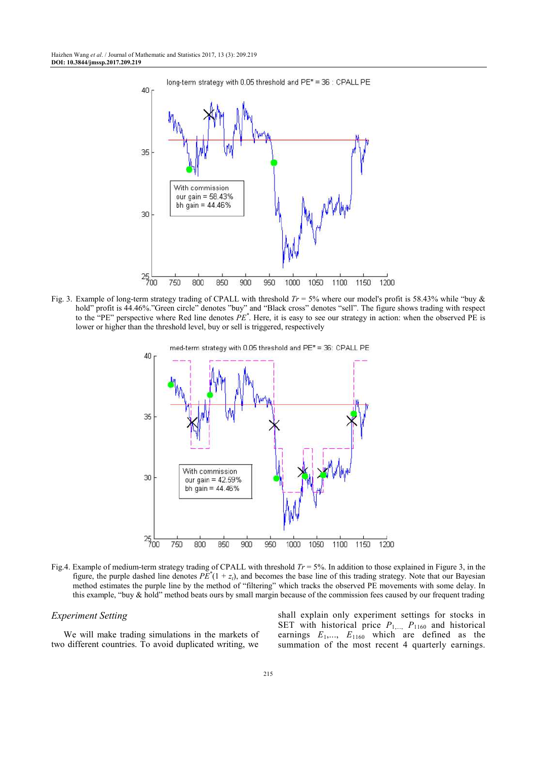Fig. 3. Example of long-term strategy trading of CPALL with threshold $Tr = 5\%$ where our model's profit is 58.43% while "buy & hold" profit is 44.46%."Green circle" denotes "buy" and "Black cross" denotes "sell". The figure shows trading with respect to the "PE" perspective where Red line denotes $PE^*$. Here, it is easy to see our strategy in action: when the observed PE is lower or higher than the threshold level, buy or sell is triggered, respectively

Fig.4. Example of medium-term strategy trading of CPALL with threshold $Tr = 5\%$. In addition to those explained in Figure 3, in the figure, the purple dashed line denotes $PE^*(1 + z_t)$, and becomes the base line of this trading strategy. Note that our Bayesian method estimates the purple line by the method of "filtering" which tracks the observed PE movements with some delay. In this example, "buy & hold" method beats ours by small margin because of the commission fees caused by our frequent trading

### *Experiment Setting*

We will make trading simulations in the markets of two different countries. To avoid duplicated writing, we shall explain only experiment settings for stocks in SET with historical price $P_1, \ldots, P_{1160}$ and historical earnings $E_1, \ldots, E_{1160}$ which are defined as the summation of the most recent 4 quarterly earnings.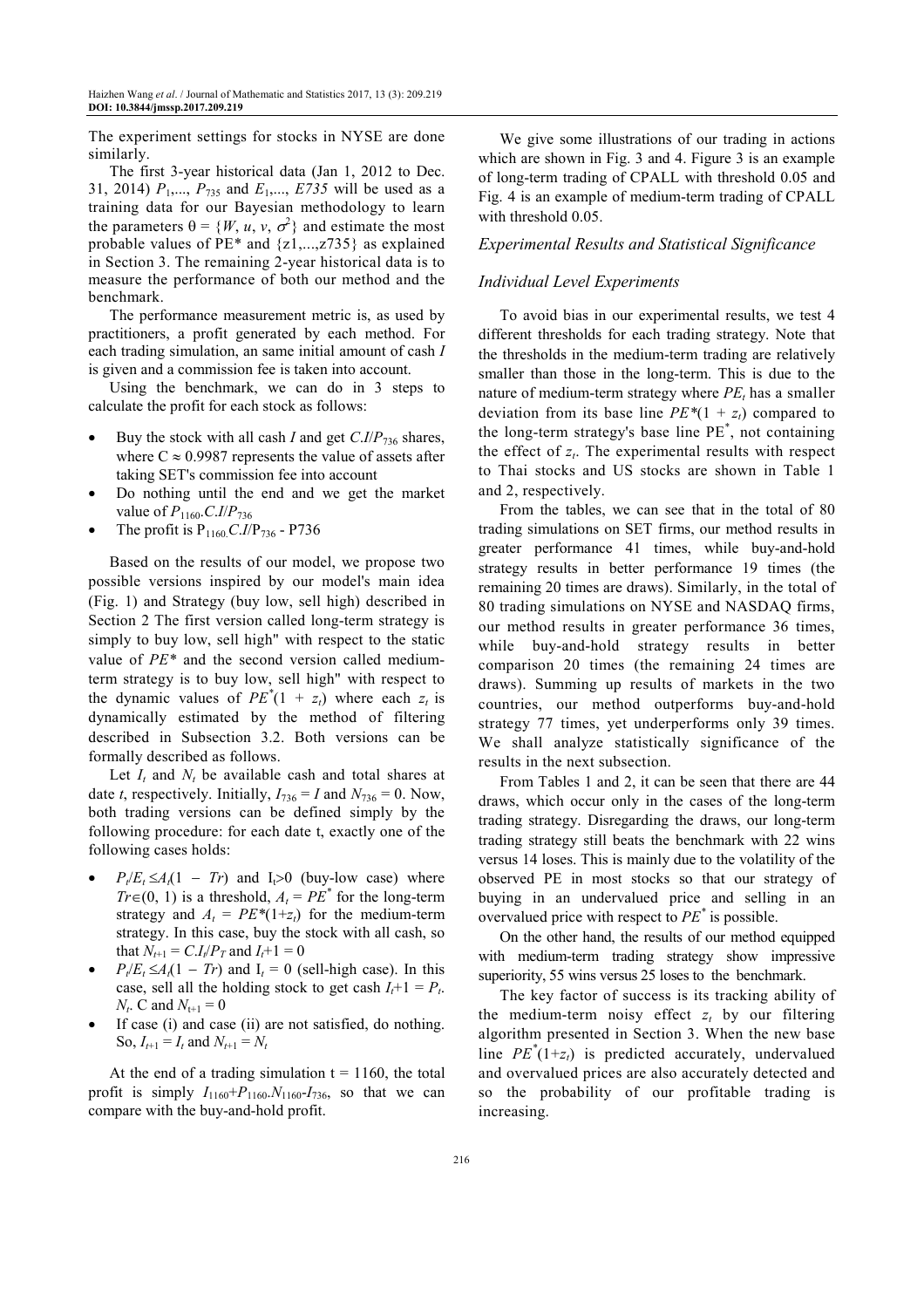The experiment settings for stocks in NYSE are done similarly.

The first 3-year historical data (Jan 1, 2012 to Dec. 31, 2014) $P_1,..., P_{735}$ and $E_1,..., E735$ will be used as a training data for our Bayesian methodology to learn the parameters $\theta = \{W, u, v, \sigma^2\}$ and estimate the most probable values of PE* and {z1,...,z735} as explained in Section 3. The remaining 2-year historical data is to measure the performance of both our method and the benchmark.

The performance measurement metric is, as used by practitioners, a profit generated by each method. For each trading simulation, an same initial amount of cash $I$ is given and a commission fee is taken into account.

Using the benchmark, we can do in 3 steps to calculate the profit for each stock as follows:

- Buy the stock with all cash $I$ and get $C.I/P_{736}$ shares, where $C \approx 0.9987$ represents the value of assets after taking SET's commission fee into account
- Do nothing until the end and we get the market value of $P_{1160}.C.I/P_{736}$
- The profit is $P_{1160}.C.I/P_{736}$ - P736

Based on the results of our model, we propose two possible versions inspired by our model's main idea (Fig. 1) and Strategy (buy low, sell high) described in Section 2 The first version called long-term strategy is simply to buy low, sell high" with respect to the static value of $PE^*$ and the second version called medium-term strategy is to buy low, sell high" with respect to the dynamic values of $PE^*(1 + z_t)$ where each $z_t$ is dynamically estimated by the method of filtering described in Subsection 3.2. Both versions can be formally described as follows.

Let $I_t$ and $N_t$ be available cash and total shares at date $t$, respectively. Initially, $I_{736} = I$ and $N_{736} = 0$. Now, both trading versions can be defined simply by the following procedure: for each date t, exactly one of the following cases holds:

- $P_t/E_t \leq A_t(1 - Tr)$ and $I_t>0$ (buy-low case) where $Tr\in(0, 1)$ is a threshold, $A_t = PE^*$ for the long-term strategy and $A_t = PE^*(1+z_t)$ for the medium-term strategy. In this case, buy the stock with all cash, so that $N_{t+1} = C.I_t/P_T$ and $I_t+1 = 0$
- $P_t/E_t \leq A_t(1 - Tr)$ and $I_t = 0$ (sell-high case). In this case, sell all the holding stock to get cash $I_t+1 = P_t$. $N_t$. C and $N_{t+1} = 0$
- If case (i) and case (ii) are not satisfied, do nothing. So, $I_{t+1} = I_t$ and $N_{t+1} = N_t$

At the end of a trading simulation t = 1160, the total profit is simply $I_{1160}+P_{1160}.N_{1160}-I_{736}$, so that we can compare with the buy-and-hold profit.

We give some illustrations of our trading in actions which are shown in Fig. 3 and 4. Figure 3 is an example of long-term trading of CPALL with threshold 0.05 and Fig. 4 is an example of medium-term trading of CPALL with threshold 0.05.

## *Experimental Results and Statistical Significance*

### *Individual Level Experiments*

To avoid bias in our experimental results, we test 4 different thresholds for each trading strategy. Note that the thresholds in the medium-term trading are relatively smaller than those in the long-term. This is due to the nature of medium-term strategy where $PE_t$ has a smaller deviation from its base line $PE^*(1 + z_t)$ compared to the long-term strategy's base line $PE^*$, not containing the effect of $z_t$. The experimental results with respect to Thai stocks and US stocks are shown in Table 1 and 2, respectively.

From the tables, we can see that in the total of 80 trading simulations on SET firms, our method results in greater performance 41 times, while buy-and-hold strategy results in better performance 19 times (the remaining 20 times are draws). Similarly, in the total of 80 trading simulations on NYSE and NASDAQ firms, our method results in greater performance 36 times, while buy-and-hold strategy results in better comparison 20 times (the remaining 24 times are draws). Summing up results of markets in the two countries, our method outperforms buy-and-hold strategy 77 times, yet underperforms only 39 times. We shall analyze statistically significance of the results in the next subsection.

From Tables 1 and 2, it can be seen that there are 44 draws, which occur only in the cases of the long-term trading strategy. Disregarding the draws, our long-term trading strategy still beats the benchmark with 22 wins versus 14 loses. This is mainly due to the volatility of the observed PE in most stocks so that our strategy of buying in an undervalued price and selling in an overvalued price with respect to $PE^*$ is possible.

On the other hand, the results of our method equipped with medium-term trading strategy show impressive superiority, 55 wins versus 25 loses to the benchmark.

The key factor of success is its tracking ability of the medium-term noisy effect $z_t$ by our filtering algorithm presented in Section 3. When the new base line $PE^*(1+z_t)$ is predicted accurately, undervalued and overvalued prices are also accurately detected and so the probability of our profitable trading is increasing.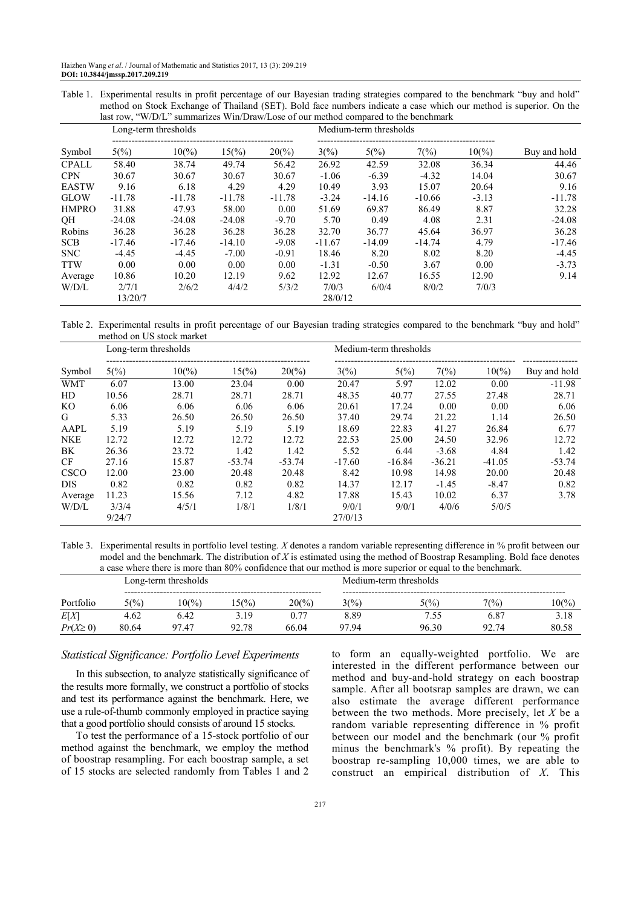Table 1. Experimental results in profit percentage of our Bayesian trading strategies compared to the benchmark "buy and hold" method on Stock Exchange of Thailand (SET). Bold face numbers indicate a case which our method is superior. On the last row, "W/D/L" summarizes Win/Draw/Lose of our method compared to the benchmark

| | Long-term thresholds | | | | Medium-term thresholds | | | | |
|---|---|---|---|---|---|---|---|---|---|
| Symbol | 5(%) | 10(%) | 15(%) | 20(%) | 3(%) | 5(%) | 7(%) | 10(%) | Buy and hold |
| CPALL | 58.40 | 38.74 | 49.74 | 56.42 | 26.92 | 42.59 | 32.08 | 36.34 | 44.46 |
| CPN | 30.67 | 30.67 | 30.67 | 30.67 | -1.06 | -6.39 | -4.32 | 14.04 | 30.67 |
| EASTW | 9.16 | 6.18 | 4.29 | 4.29 | 10.49 | 3.93 | 15.07 | 20.64 | 9.16 |
| GLOW | -11.78 | -11.78 | -11.78 | -11.78 | -3.24 | -14.16 | -10.66 | -3.13 | -11.78 |
| HMPRO | 31.88 | 47.93 | 58.00 | 0.00 | 51.69 | 69.87 | 86.49 | 8.87 | 32.28 |
| QH | -24.08 | -24.08 | -24.08 | -9.70 | 5.70 | 0.49 | 4.08 | 2.31 | -24.08 |
| Robins | 36.28 | 36.28 | 36.28 | 36.28 | 32.70 | 36.77 | 45.64 | 36.97 | 36.28 |
| SCB | -17.46 | -17.46 | -14.10 | -9.08 | -11.67 | -14.09 | -14.74 | 4.79 | -17.46 |
| SNC | -4.45 | -4.45 | -7.00 | -0.91 | 18.46 | 8.20 | 8.02 | 8.20 | -4.45 |
| TTW | 0.00 | 0.00 | 0.00 | 0.00 | -1.31 | -0.50 | 3.67 | 0.00 | -3.73 |
| Average | 10.86 | 10.20 | 12.19 | 9.62 | 12.92 | 12.67 | 16.55 | 12.90 | 9.14 |
| W/D/L | 2/7/1<br>13/20/7 | 2/6/2 | 4/4/2 | 5/3/2 | 7/0/3<br>28/0/12 | 6/0/4 | 8/0/2 | 7/0/3 | |

Table 2. Experimental results in profit percentage of our Bayesian trading strategies compared to the benchmark "buy and hold" method on US stock market

| | Long-term thresholds | | | | Medium-term thresholds | | | | |
|---|---|---|---|---|---|---|---|---|---|
| Symbol | 5(%) | 10(%) | 15(%) | 20(%) | 3(%) | 5(%) | 7(%) | 10(%) | Buy and hold |
| WMT | 6.07 | 13.00 | 23.04 | 0.00 | 20.47 | 5.97 | 12.02 | 0.00 | -11.98 |
| HD | 10.56 | 28.71 | 28.71 | 28.71 | 48.35 | 40.77 | 27.55 | 27.48 | 28.71 |
| KO | 6.06 | 6.06 | 6.06 | 6.06 | 20.61 | 17.24 | 0.00 | 0.00 | 6.06 |
| G | 5.33 | 26.50 | 26.50 | 26.50 | 37.40 | 29.74 | 21.22 | 1.14 | 26.50 |
| AAPL | 5.19 | 5.19 | 5.19 | 5.19 | 18.69 | 22.83 | 41.27 | 26.84 | 6.77 |
| NKE | 12.72 | 12.72 | 12.72 | 12.72 | 22.53 | 25.00 | 24.50 | 32.96 | 12.72 |
| BK | 26.36 | 23.72 | 1.42 | 1.42 | 5.52 | 6.44 | -3.68 | 4.84 | 1.42 |
| CF | 27.16 | 15.87 | -53.74 | -53.74 | -17.60 | -16.84 | -36.21 | -41.05 | -53.74 |
| CSCO | 12.00 | 23.00 | 20.48 | 20.48 | 8.42 | 10.98 | 14.98 | 20.00 | 20.48 |
| DIS | 0.82 | 0.82 | 0.82 | 0.82 | 14.37 | 12.17 | -1.45 | -8.47 | 0.82 |
| Average | 11.23 | 15.56 | 7.12 | 4.82 | 17.88 | 15.43 | 10.02 | 6.37 | 3.78 |
| W/D/L | 3/3/4<br>9/24/7 | 4/5/1 | 1/8/1 | 1/8/1 | 9/0/1<br>27/0/13 | 9/0/1 | 4/0/6 | 5/0/5 | |

Table 3. Experimental results in portfolio level testing. $X$ denotes a random variable representing difference in % profit between our model and the benchmark. The distribution of $X$ is estimated using the method of Boostrap Resampling. Bold face denotes a case where there is more than 80% confidence that our method is more superior or equal to the benchmark.

| | Long-term thresholds | | | | Medium-term thresholds | | | |
|---|---|---|---|---|---|---|---|---|
| Portfolio | 5(%) | 10(%) | 15(%) | 20(%) | 3(%) | 5(%) | 7(%) | 10(%) |
| $E[X]$ | 4.62 | 6.42 | 3.19 | 0.77 | 8.89 | 7.55 | 6.87 | 3.18 |
| $Pr(X \geq 0)$ | 80.64 | 97.47 | 92.78 | 66.04 | 97.94 | 96.30 | 92.74 | 80.58 |

### Statistical Significance: Portfolio Level Experiments

In this subsection, to analyze statistically significance of the results more formally, we construct a portfolio of stocks and test its performance against the benchmark. Here, we use a rule-of-thumb commonly employed in practice saying that a good portfolio should consists of around 15 stocks.

To test the performance of a 15-stock portfolio of our method against the benchmark, we employ the method of boostrap resampling. For each boostrap sample, a set of 15 stocks are selected randomly from Tables 1 and 2 to form an equally-weighted portfolio. We are interested in the different performance between our method and buy-and-hold strategy on each boostrap sample. After all bootsrap samples are drawn, we can also estimate the average different performance between the two methods. More precisely, let $X$ be a random variable representing difference in % profit between our model and the benchmark (our % profit minus the benchmark's % profit). By repeating the boostrap re-sampling 10,000 times, we are able to construct an empirical distribution of $X$. This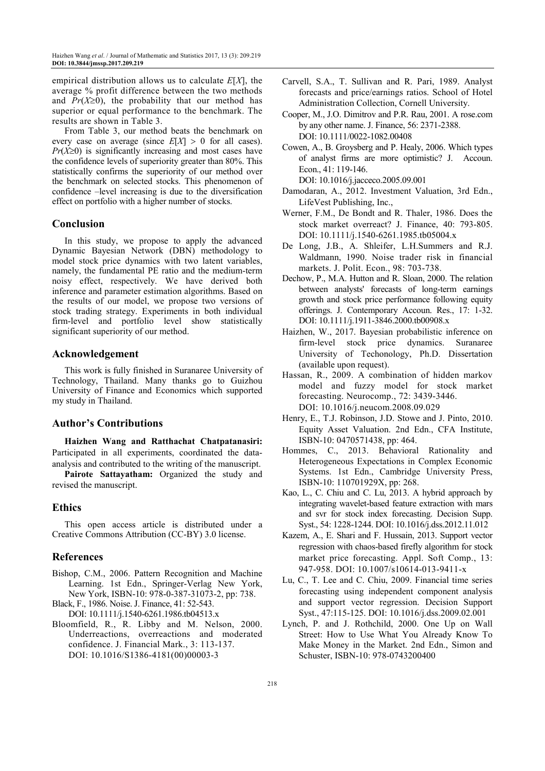empirical distribution allows us to calculate $E[X]$, the average % profit difference between the two methods and $Pr(X\geq 0)$, the probability that our method has superior or equal performance to the benchmark. The results are shown in Table 3.

From Table 3, our method beats the benchmark on every case on average (since $E[X] > 0$ for all cases). $Pr(X\geq 0)$ is significantly increasing and most cases have the confidence levels of superiority greater than 80%. This statistically confirms the superiority of our method over the benchmark on selected stocks. This phenomenon of confidence –level increasing is due to the diversification effect on portfolio with a higher number of stocks.

## Conclusion

In this study, we propose to apply the advanced Dynamic Bayesian Network (DBN) methodology to model stock price dynamics with two latent variables, namely, the fundamental PE ratio and the medium-term noisy effect, respectively. We have derived both inference and parameter estimation algorithms. Based on the results of our model, we propose two versions of stock trading strategy. Experiments in both individual firm-level and portfolio level show statistically significant superiority of our method.

## Acknowledgement

This work is fully finished in Suranaree University of Technology, Thailand. Many thanks go to Guizhou University of Finance and Economics which supported my study in Thailand.

## Author's Contributions

**Haizhen Wang and Ratthachat Chatpatanasiri:** Participated in all experiments, coordinated the data-analysis and contributed to the writing of the manuscript.

**Pairote Sattayatham:** Organized the study and revised the manuscript.

## Ethics

This open access article is distributed under a Creative Commons Attribution (CC-BY) 3.0 license.

## References

Bishop, C.M., 2006. Pattern Recognition and Machine Learning. 1st Edn., Springer-Verlag New York, New York, ISBN-10: 978-0-387-31073-2, pp: 738.

Black, F., 1986. Noise. J. Finance, 41: 52-543. DOI: 10.1111/j.1540-6261.1986.tb04513.x

Bloomfield, R., R. Libby and M. Nelson, 2000. Underreactions, overreactions and moderated confidence. J. Financial Mark., 3: 113-137. DOI: 10.1016/S1386-4181(00)00003-3

Carvell, S.A., T. Sullivan and R. Pari, 1989. Analyst forecasts and price/earnings ratios. School of Hotel Administration Collection, Cornell University.

Cooper, M., J.O. Dimitrov and P.R. Rau, 2001. A rose.com by any other name. J. Finance, 56: 2371-2388. DOI: 10.1111/0022-1082.00408

Cowen, A., B. Groysberg and P. Healy, 2006. Which types of analyst firms are more optimistic? J. Accoun. Econ., 41: 119-146. DOI: 10.1016/j.jacceco.2005.09.001

Damodaran, A., 2012. Investment Valuation, 3rd Edn., LifeVest Publishing, Inc.,

Werner, F.M., De Bondt and R. Thaler, 1986. Does the stock market overreact? J. Finance, 40: 793-805. DOI: 10.1111/j.1540-6261.1985.tb05004.x

De Long, J.B., A. Shleifer, L.H.Summers and R.J. Waldmann, 1990. Noise trader risk in financial markets. J. Polit. Econ., 98: 703-738.

Dechow, P., M.A. Hutton and R. Sloan, 2000. The relation between analysts' forecasts of long-term earnings growth and stock price performance following equity offerings. J. Contemporary Accoun. Res., 17: 1-32. DOI: 10.1111/j.1911-3846.2000.tb00908.x

Haizhen, W., 2017. Bayesian probabilistic inference on firm-level stock price dynamics. Suranaree University of Techonology, Ph.D. Dissertation (available upon request).

Hassan, R., 2009. A combination of hidden markov model and fuzzy model for stock market forecasting. Neurocomp., 72: 3439-3446. DOI: 10.1016/j.neucom.2008.09.029

Henry, E., T.J. Robinson, J.D. Stowe and J. Pinto, 2010. Equity Asset Valuation. 2nd Edn., CFA Institute, ISBN-10: 0470571438, pp: 464.

Hommes, C., 2013. Behavioral Rationality and Heterogeneous Expectations in Complex Economic Systems. 1st Edn., Cambridge University Press, ISBN-10: 110701929X, pp: 268.

Kao, L., C. Chiu and C. Lu, 2013. A hybrid approach by integrating wavelet-based feature extraction with mars and svr for stock index forecasting. Decision Supp. Syst., 54: 1228-1244. DOI: 10.1016/j.dss.2012.11.012

Kazem, A., E. Shari and F. Hussain, 2013. Support vector regression with chaos-based firefly algorithm for stock market price forecasting. Appl. Soft Comp., 13: 947-958. DOI: 10.1007/s10614-013-9411-x

Lu, C., T. Lee and C. Chiu, 2009. Financial time series forecasting using independent component analysis and support vector regression. Decision Support Syst., 47:115-125. DOI: 10.1016/j.dss.2009.02.001

Lynch, P. and J. Rothchild, 2000. One Up on Wall Street: How to Use What You Already Know To Make Money in the Market. 2nd Edn., Simon and Schuster, ISBN-10: 978-0743200400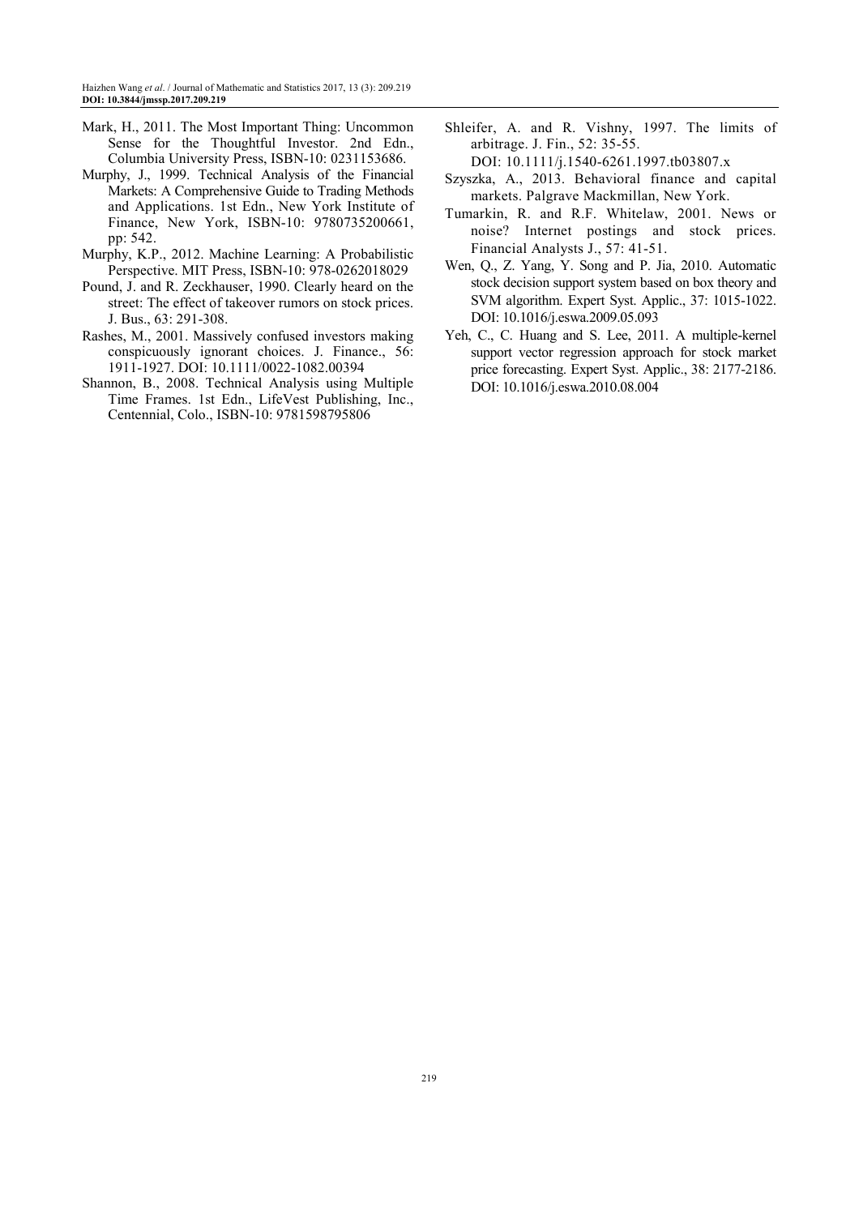Mark, H., 2011. The Most Important Thing: Uncommon Sense for the Thoughtful Investor. 2nd Edn., Columbia University Press, ISBN-10: 0231153686.

Murphy, J., 1999. Technical Analysis of the Financial Markets: A Comprehensive Guide to Trading Methods and Applications. 1st Edn., New York Institute of Finance, New York, ISBN-10: 9780735200661, pp: 542.

Murphy, K.P., 2012. Machine Learning: A Probabilistic Perspective. MIT Press, ISBN-10: 978-0262018029

Pound, J. and R. Zeckhauser, 1990. Clearly heard on the street: The effect of takeover rumors on stock prices. J. Bus., 63: 291-308.

Rashes, M., 2001. Massively confused investors making conspicuously ignorant choices. J. Finance., 56: 1911-1927. DOI: 10.1111/0022-1082.00394

Shannon, B., 2008. Technical Analysis using Multiple Time Frames. 1st Edn., LifeVest Publishing, Inc., Centennial, Colo., ISBN-10: 9781598795806

Shleifer, A. and R. Vishny, 1997. The limits of arbitrage. J. Fin., 52: 35-55. DOI: 10.1111/j.1540-6261.1997.tb03807.x

Szyszka, A., 2013. Behavioral finance and capital markets. Palgrave Mackmillan, New York.

Tumarkin, R. and R.F. Whitelaw, 2001. News or noise? Internet postings and stock prices. Financial Analysts J., 57: 41-51.

Wen, Q., Z. Yang, Y. Song and P. Jia, 2010. Automatic stock decision support system based on box theory and SVM algorithm. Expert Syst. Applic., 37: 1015-1022. DOI: 10.1016/j.eswa.2009.05.093

Yeh, C., C. Huang and S. Lee, 2011. A multiple-kernel support vector regression approach for stock market price forecasting. Expert Syst. Applic., 38: 2177-2186. DOI: 10.1016/j.eswa.2010.08.004